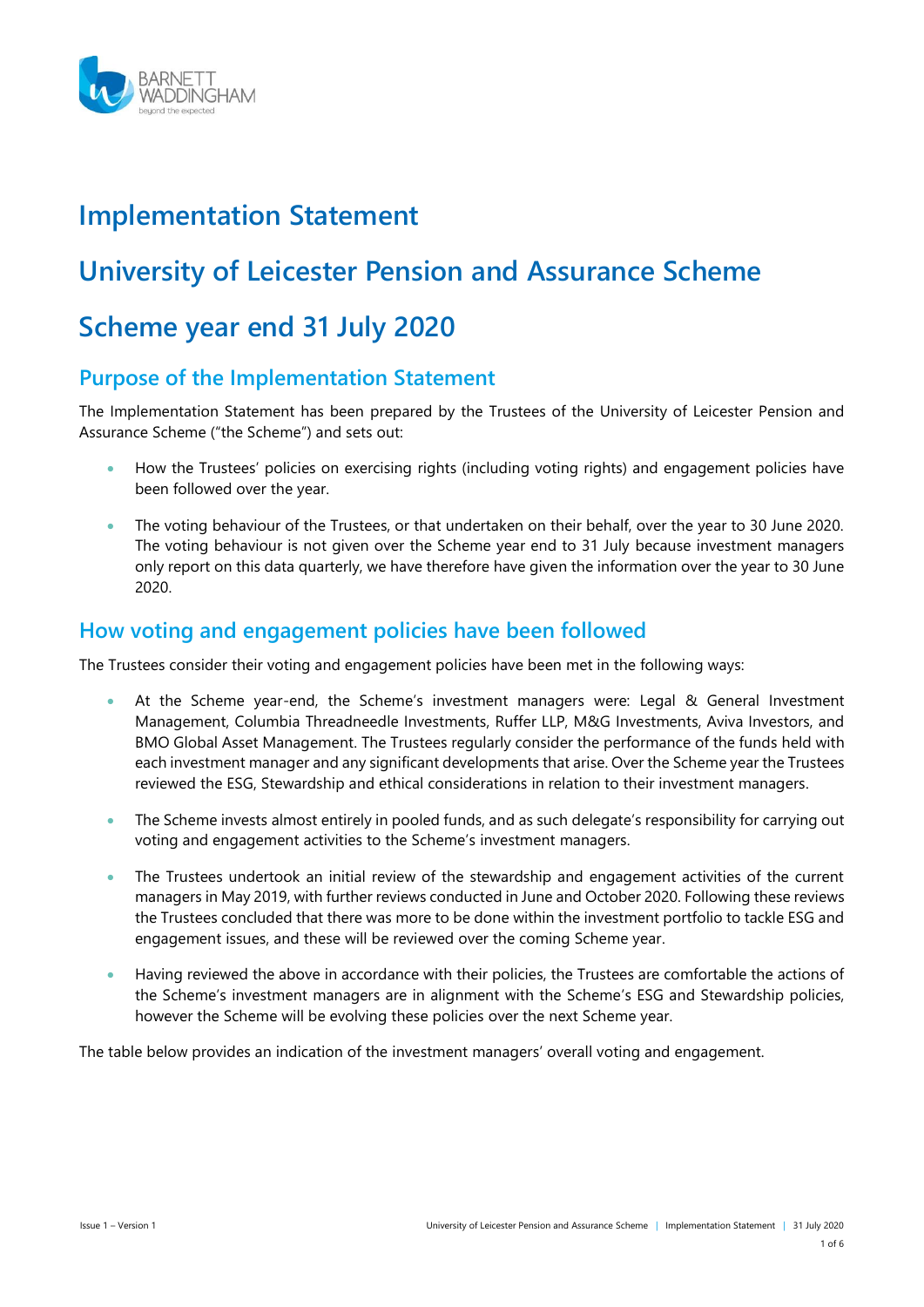# Implementation Statement

# University of Leicester Pension and Assurance Scheme

# Scheme year end 31 July 2020

## Purpose of the Implementation Statement

The Implementation Statement has been prepared by the Trustees of the University of Leicester Pension and Assurance Scheme ("the Scheme") and sets out:

- How the Trustees' policies on exercising rights (including voting rights) and engagement policies have been followed over the year.
- The voting behaviour of the Trustees, or that undertaken on their behalf, over the year to 30 June 2020. The voting behaviour is not given over the Scheme year end to 31 July because investment managers only report on this data quarterly, we have therefore have given the information over the year to 30 June 2020.

## How voting and engagement policies have been followed

The Trustees consider their voting and engagement policies have been met in the following ways:

- At the Scheme year-end, the Scheme's investment managers were: Legal & General Investment Management, Columbia Threadneedle Investments, Ruffer LLP, M&G Investments, Aviva Investors, and BMO Global Asset Management. The Trustees regularly consider the performance of the funds held with each investment manager and any significant developments that arise. Over the Scheme year the Trustees reviewed the ESG, Stewardship and ethical considerations in relation to their investment managers.
- The Scheme invests almost entirely in pooled funds, and as such delegate's responsibility for carrying out voting and engagement activities to the Scheme's investment managers.
- The Trustees undertook an initial review of the stewardship and engagement activities of the current managers in May 2019, with further reviews conducted in June and October 2020. Following these reviews the Trustees concluded that there was more to be done within the investment portfolio to tackle ESG and engagement issues, and these will be reviewed over the coming Scheme year.
- Having reviewed the above in accordance with their policies, the Trustees are comfortable the actions of the Scheme's investment managers are in alignment with the Scheme's ESG and Stewardship policies, however the Scheme will be evolving these policies over the next Scheme year.

The table below provides an indication of the investment managers' overall voting and engagement.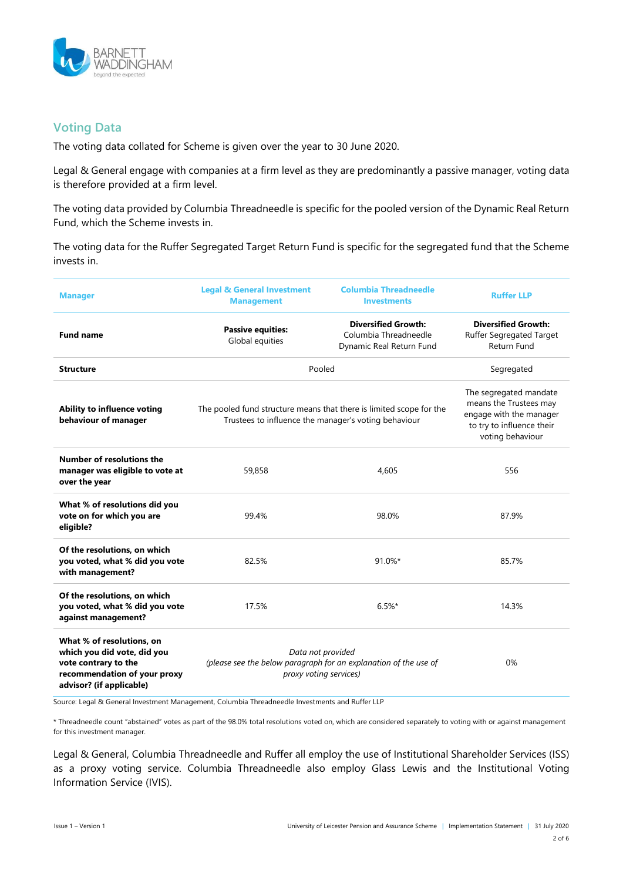## Voting Data

The voting data collated for Scheme is given over the year to 30 June 2020.

Legal & General engage with companies at a firm level as they are predominantly a passive manager, voting data is therefore provided at a firm level.

The voting data provided by Columbia Threadneedle is specific for the pooled version of the Dynamic Real Return Fund, which the Scheme invests in.

The voting data for the Ruffer Segregated Target Return Fund is specific for the segregated fund that the Scheme invests in.

| Manager | Legal & General Investment Management | Columbia Threadneedle Investments | Ruffer LLP |
|---|---|---|---|
| **Fund name** | **Passive equities:** Global equities | **Diversified Growth:** Columbia Threadneedle Dynamic Real Return Fund | **Diversified Growth:** Ruffer Segregated Target Return Fund |
| **Structure** | Pooled | | Segregated |
| **Ability to influence voting behaviour of manager** | The pooled fund structure means that there is limited scope for the Trustees to influence the manager's voting behaviour | | The segregated mandate means the Trustees may engage with the manager to try to influence their voting behaviour |
| **Number of resolutions the manager was eligible to vote at over the year** | 59,858 | 4,605 | 556 |
| **What % of resolutions did you vote on for which you are eligible?** | 99.4% | 98.0% | 87.9% |
| **Of the resolutions, on which you voted, what % did you vote with management?** | 82.5% | 91.0%* | 85.7% |
| **Of the resolutions, on which you voted, what % did you vote against management?** | 17.5% | 6.5%* | 14.3% |
| **What % of resolutions, on which you did vote, did you vote contrary to the recommendation of your proxy advisor? (if applicable)** | *Data not provided (please see the below paragraph for an explanation of the use of proxy voting services)* | | 0% |

Source: Legal & General Investment Management, Columbia Threadneedle Investments and Ruffer LLP

\* Threadneedle count "abstained" votes as part of the 98.0% total resolutions voted on, which are considered separately to voting with or against management for this investment manager.

Legal & General, Columbia Threadneedle and Ruffer all employ the use of Institutional Shareholder Services (ISS) as a proxy voting service. Columbia Threadneedle also employ Glass Lewis and the Institutional Voting Information Service (IVIS).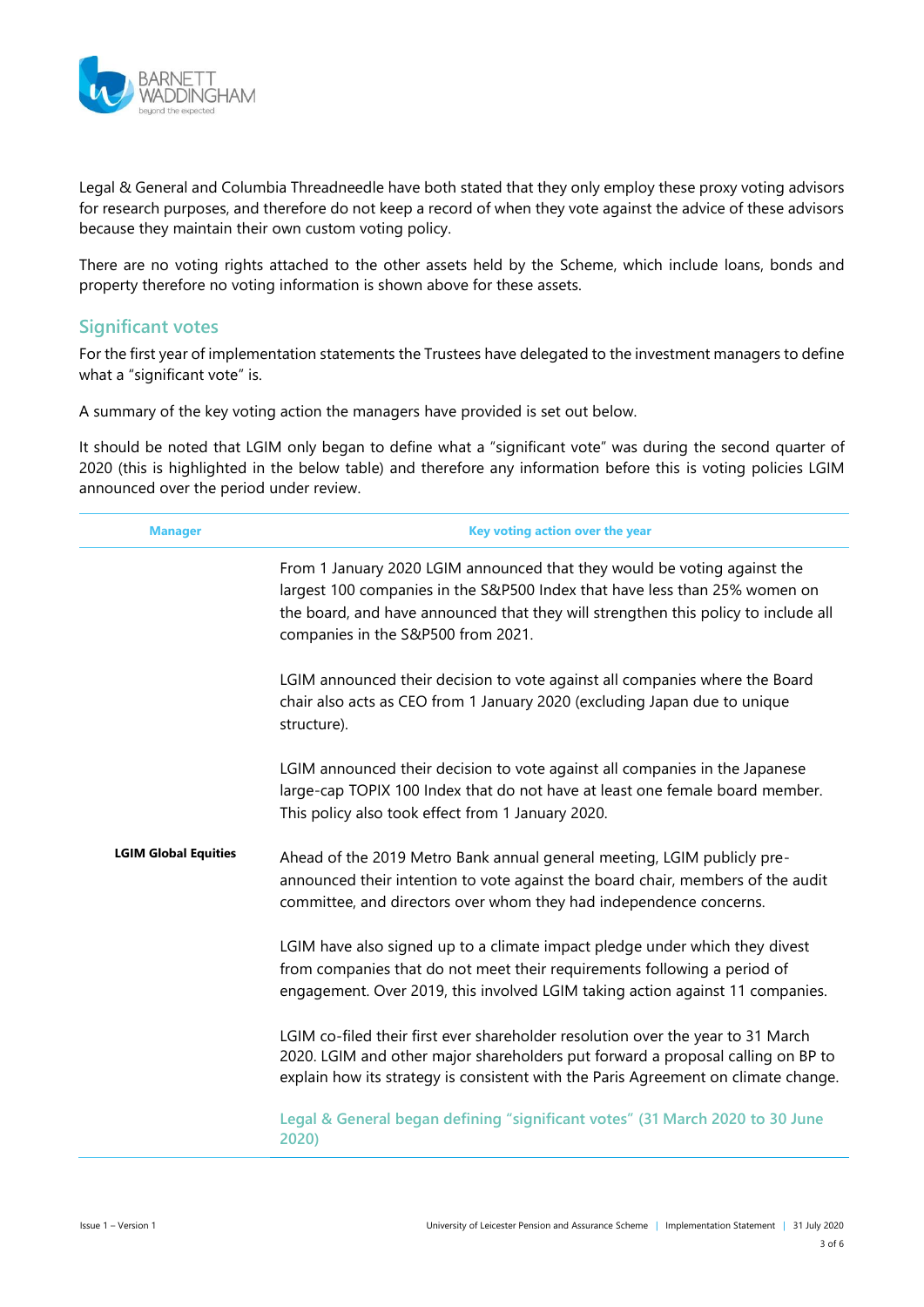Legal & General and Columbia Threadneedle have both stated that they only employ these proxy voting advisors for research purposes, and therefore do not keep a record of when they vote against the advice of these advisors because they maintain their own custom voting policy.

There are no voting rights attached to the other assets held by the Scheme, which include loans, bonds and property therefore no voting information is shown above for these assets.

## Significant votes

For the first year of implementation statements the Trustees have delegated to the investment managers to define what a "significant vote" is.

A summary of the key voting action the managers have provided is set out below.

It should be noted that LGIM only began to define what a "significant vote" was during the second quarter of 2020 (this is highlighted in the below table) and therefore any information before this is voting policies LGIM announced over the period under review.

| Manager | Key voting action over the year |
|---|---|
| **LGIM Global Equities** | From 1 January 2020 LGIM announced that they would be voting against the largest 100 companies in the S&P500 Index that have less than 25% women on the board, and have announced that they will strengthen this policy to include all companies in the S&P500 from 2021.<br><br>LGIM announced their decision to vote against all companies where the Board chair also acts as CEO from 1 January 2020 (excluding Japan due to unique structure).<br><br>LGIM announced their decision to vote against all companies in the Japanese large-cap TOPIX 100 Index that do not have at least one female board member. This policy also took effect from 1 January 2020.<br><br>Ahead of the 2019 Metro Bank annual general meeting, LGIM publicly pre-announced their intention to vote against the board chair, members of the audit committee, and directors over whom they had independence concerns.<br><br>LGIM have also signed up to a climate impact pledge under which they divest from companies that do not meet their requirements following a period of engagement. Over 2019, this involved LGIM taking action against 11 companies.<br><br>LGIM co-filed their first ever shareholder resolution over the year to 31 March 2020. LGIM and other major shareholders put forward a proposal calling on BP to explain how its strategy is consistent with the Paris Agreement on climate change.<br><br>Legal & General began defining "significant votes" (31 March 2020 to 30 June 2020) |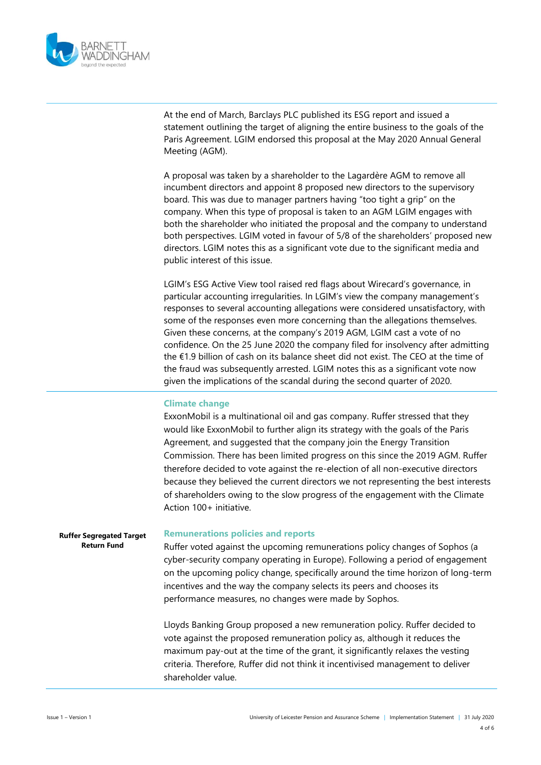At the end of March, Barclays PLC published its ESG report and issued a statement outlining the target of aligning the entire business to the goals of the Paris Agreement. LGIM endorsed this proposal at the May 2020 Annual General Meeting (AGM).

A proposal was taken by a shareholder to the Lagardère AGM to remove all incumbent directors and appoint 8 proposed new directors to the supervisory board. This was due to manager partners having "too tight a grip" on the company. When this type of proposal is taken to an AGM LGIM engages with both the shareholder who initiated the proposal and the company to understand both perspectives. LGIM voted in favour of 5/8 of the shareholders' proposed new directors. LGIM notes this as a significant vote due to the significant media and public interest of this issue.

LGIM's ESG Active View tool raised red flags about Wirecard's governance, in particular accounting irregularities. In LGIM's view the company management's responses to several accounting allegations were considered unsatisfactory, with some of the responses even more concerning than the allegations themselves. Given these concerns, at the company's 2019 AGM, LGIM cast a vote of no confidence. On the 25 June 2020 the company filed for insolvency after admitting the €1.9 billion of cash on its balance sheet did not exist. The CEO at the time of the fraud was subsequently arrested. LGIM notes this as a significant vote now given the implications of the scandal during the second quarter of 2020.

**Ruffer Segregated Target Return Fund**

### Climate change

ExxonMobil is a multinational oil and gas company. Ruffer stressed that they would like ExxonMobil to further align its strategy with the goals of the Paris Agreement, and suggested that the company join the Energy Transition Commission. There has been limited progress on this since the 2019 AGM. Ruffer therefore decided to vote against the re-election of all non-executive directors because they believed the current directors we not representing the best interests of shareholders owing to the slow progress of the engagement with the Climate Action 100+ initiative.

### Remunerations policies and reports

Ruffer voted against the upcoming remunerations policy changes of Sophos (a cyber-security company operating in Europe). Following a period of engagement on the upcoming policy change, specifically around the time horizon of long-term incentives and the way the company selects its peers and chooses its performance measures, no changes were made by Sophos.

Lloyds Banking Group proposed a new remuneration policy. Ruffer decided to vote against the proposed remuneration policy as, although it reduces the maximum pay-out at the time of the grant, it significantly relaxes the vesting criteria. Therefore, Ruffer did not think it incentivised management to deliver shareholder value.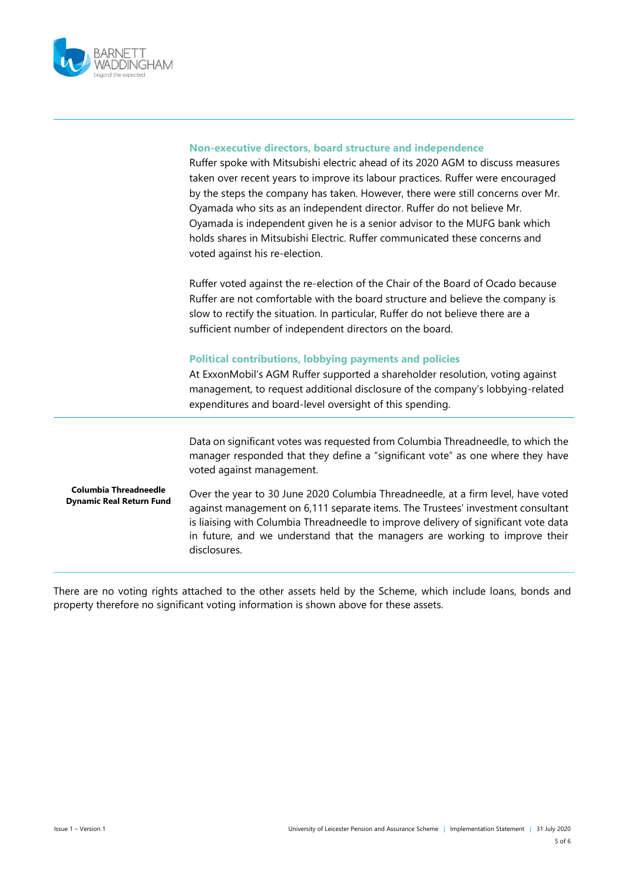| | |
|---|---|
| | **Non-executive directors, board structure and independence**<br>Ruffer spoke with Mitsubishi electric ahead of its 2020 AGM to discuss measures taken over recent years to improve its labour practices. Ruffer were encouraged by the steps the company has taken. However, there were still concerns over Mr. Oyamada who sits as an independent director. Ruffer do not believe Mr. Oyamada is independent given he is a senior advisor to the MUFG bank which holds shares in Mitsubishi Electric. Ruffer communicated these concerns and voted against his re-election.<br><br>Ruffer voted against the re-election of the Chair of the Board of Ocado because Ruffer are not comfortable with the board structure and believe the company is slow to rectify the situation. In particular, Ruffer do not believe there are a sufficient number of independent directors on the board.<br><br>**Political contributions, lobbying payments and policies**<br>At ExxonMobil's AGM Ruffer supported a shareholder resolution, voting against management, to request additional disclosure of the company's lobbying-related expenditures and board-level oversight of this spending. |
| **Columbia Threadneedle Dynamic Real Return Fund** | Data on significant votes was requested from Columbia Threadneedle, to which the manager responded that they define a "significant vote" as one where they have voted against management.<br><br>Over the year to 30 June 2020 Columbia Threadneedle, at a firm level, have voted against management on 6,111 separate items. The Trustees' investment consultant is liaising with Columbia Threadneedle to improve delivery of significant vote data in future, and we understand that the managers are working to improve their disclosures. |

There are no voting rights attached to the other assets held by the Scheme, which include loans, bonds and property therefore no significant voting information is shown above for these assets.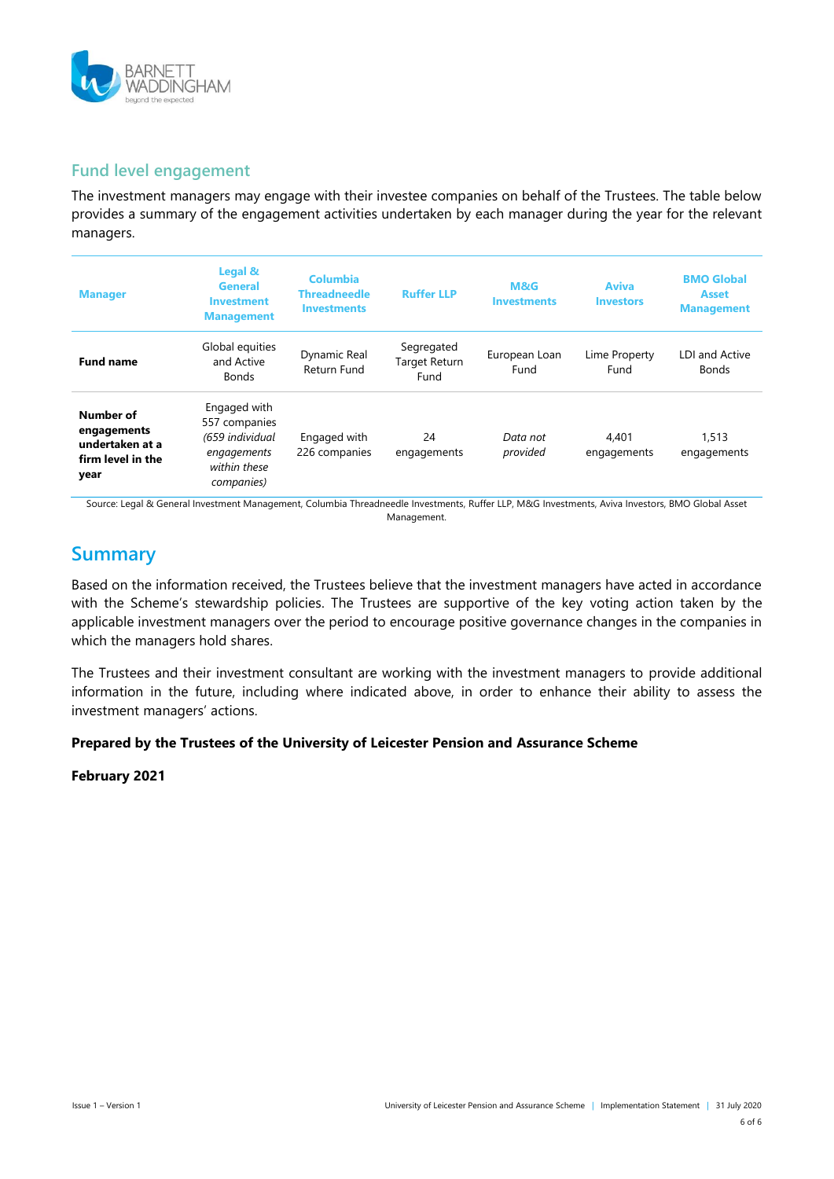## Fund level engagement

The investment managers may engage with their investee companies on behalf of the Trustees. The table below provides a summary of the engagement activities undertaken by each manager during the year for the relevant managers.

| Manager | Legal & General Investment Management | Columbia Threadneedle Investments | Ruffer LLP | M&G Investments | Aviva Investors | BMO Global Asset Management |
|---|---|---|---|---|---|---|
| **Fund name** | Global equities and Active Bonds | Dynamic Real Return Fund | Segregated Target Return Fund | European Loan Fund | Lime Property Fund | LDI and Active Bonds |
| **Number of engagements undertaken at a firm level in the year** | Engaged with 557 companies *(659 individual engagements within these companies)* | Engaged with 226 companies | 24 engagements | *Data not provided* | 4,401 engagements | 1,513 engagements |

Source: Legal & General Investment Management, Columbia Threadneedle Investments, Ruffer LLP, M&G Investments, Aviva Investors, BMO Global Asset Management.

# Summary

Based on the information received, the Trustees believe that the investment managers have acted in accordance with the Scheme's stewardship policies. The Trustees are supportive of the key voting action taken by the applicable investment managers over the period to encourage positive governance changes in the companies in which the managers hold shares.

The Trustees and their investment consultant are working with the investment managers to provide additional information in the future, including where indicated above, in order to enhance their ability to assess the investment managers' actions.

**Prepared by the Trustees of the University of Leicester Pension and Assurance Scheme**

**February 2021**